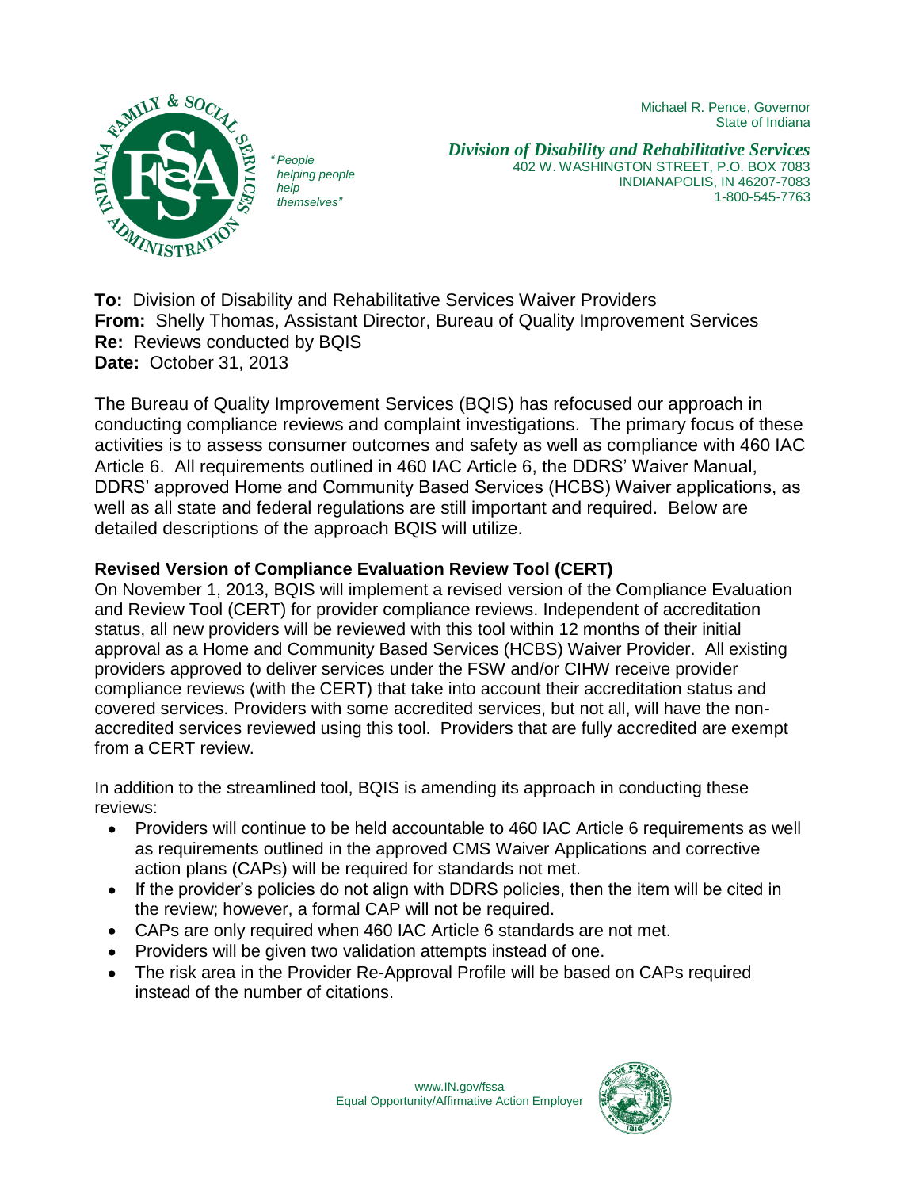Michael R. Pence, Governor
State of Indiana

*"People helping people help themselves"*

***Division of Disability and Rehabilitative Services***
402 W. WASHINGTON STREET, P.O. BOX 7083
INDIANAPOLIS, IN 46207-7083
1-800-545-7763

**To:** Division of Disability and Rehabilitative Services Waiver Providers
**From:** Shelly Thomas, Assistant Director, Bureau of Quality Improvement Services
**Re:** Reviews conducted by BQIS
**Date:** October 31, 2013

The Bureau of Quality Improvement Services (BQIS) has refocused our approach in conducting compliance reviews and complaint investigations. The primary focus of these activities is to assess consumer outcomes and safety as well as compliance with 460 IAC Article 6. All requirements outlined in 460 IAC Article 6, the DDRS' Waiver Manual, DDRS' approved Home and Community Based Services (HCBS) Waiver applications, as well as all state and federal regulations are still important and required. Below are detailed descriptions of the approach BQIS will utilize.

**Revised Version of Compliance Evaluation Review Tool (CERT)**

On November 1, 2013, BQIS will implement a revised version of the Compliance Evaluation and Review Tool (CERT) for provider compliance reviews. Independent of accreditation status, all new providers will be reviewed with this tool within 12 months of their initial approval as a Home and Community Based Services (HCBS) Waiver Provider. All existing providers approved to deliver services under the FSW and/or CIHW receive provider compliance reviews (with the CERT) that take into account their accreditation status and covered services. Providers with some accredited services, but not all, will have the non-accredited services reviewed using this tool. Providers that are fully accredited are exempt from a CERT review.

In addition to the streamlined tool, BQIS is amending its approach in conducting these reviews:

- Providers will continue to be held accountable to 460 IAC Article 6 requirements as well as requirements outlined in the approved CMS Waiver Applications and corrective action plans (CAPs) will be required for standards not met.
- If the provider's policies do not align with DDRS policies, then the item will be cited in the review; however, a formal CAP will not be required.
- CAPs are only required when 460 IAC Article 6 standards are not met.
- Providers will be given two validation attempts instead of one.
- The risk area in the Provider Re-Approval Profile will be based on CAPs required instead of the number of citations.

www.IN.gov/fssa
Equal Opportunity/Affirmative Action Employer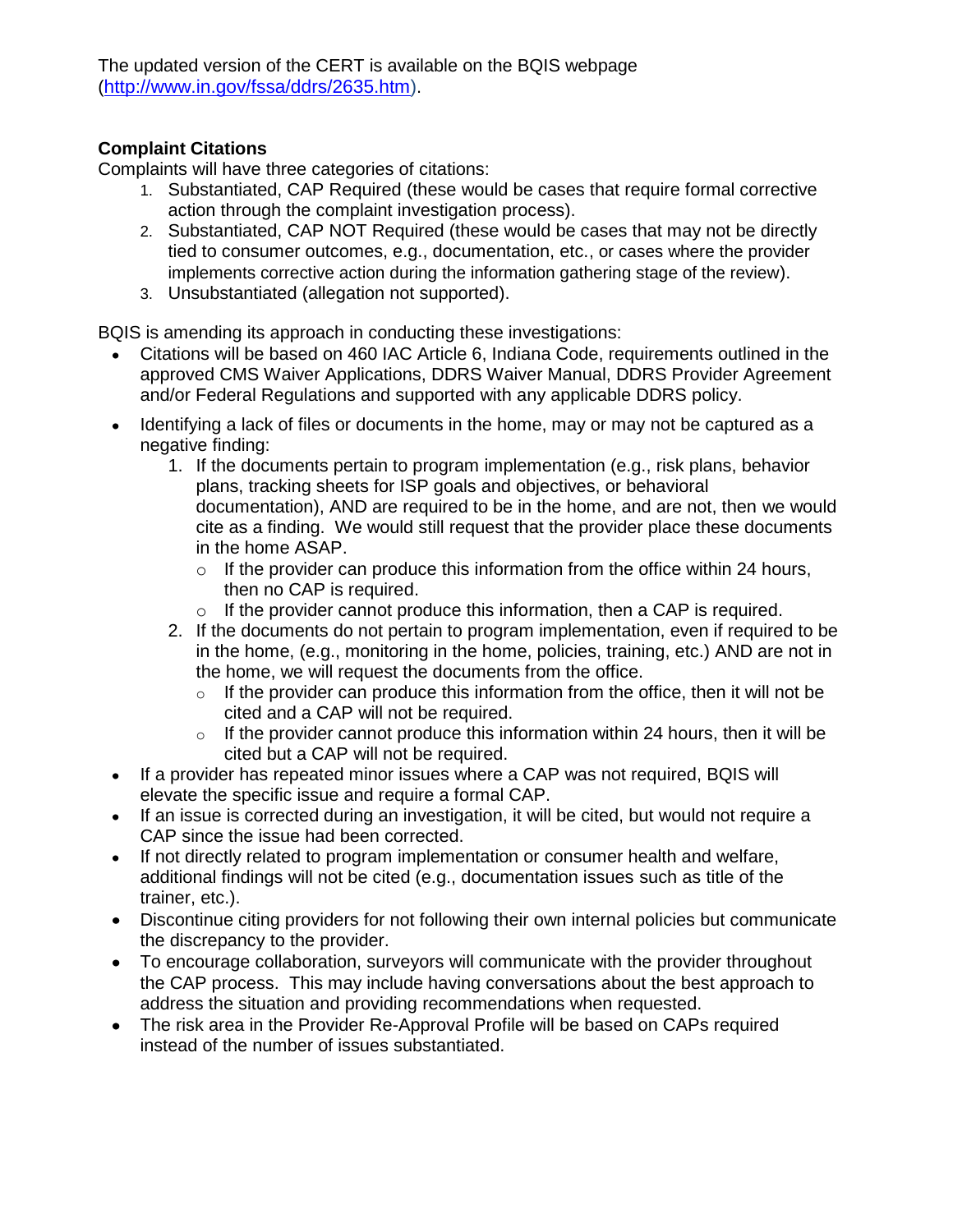The updated version of the CERT is available on the BQIS webpage ([http://www.in.gov/fssa/ddrs/2635.htm](http://www.in.gov/fssa/ddrs/2635.htm)).

**Complaint Citations**

Complaints will have three categories of citations:

1. Substantiated, CAP Required (these would be cases that require formal corrective action through the complaint investigation process).
2. Substantiated, CAP NOT Required (these would be cases that may not be directly tied to consumer outcomes, e.g., documentation, etc., or cases where the provider implements corrective action during the information gathering stage of the review).
3. Unsubstantiated (allegation not supported).

BQIS is amending its approach in conducting these investigations:

- Citations will be based on 460 IAC Article 6, Indiana Code, requirements outlined in the approved CMS Waiver Applications, DDRS Waiver Manual, DDRS Provider Agreement and/or Federal Regulations and supported with any applicable DDRS policy.
- Identifying a lack of files or documents in the home, may or may not be captured as a negative finding:
  1. If the documents pertain to program implementation (e.g., risk plans, behavior plans, tracking sheets for ISP goals and objectives, or behavioral documentation), AND are required to be in the home, and are not, then we would cite as a finding. We would still request that the provider place these documents in the home ASAP.
     - If the provider can produce this information from the office within 24 hours, then no CAP is required.
     - If the provider cannot produce this information, then a CAP is required.
  2. If the documents do not pertain to program implementation, even if required to be in the home, (e.g., monitoring in the home, policies, training, etc.) AND are not in the home, we will request the documents from the office.
     - If the provider can produce this information from the office, then it will not be cited and a CAP will not be required.
     - If the provider cannot produce this information within 24 hours, then it will be cited but a CAP will not be required.
- If a provider has repeated minor issues where a CAP was not required, BQIS will elevate the specific issue and require a formal CAP.
- If an issue is corrected during an investigation, it will be cited, but would not require a CAP since the issue had been corrected.
- If not directly related to program implementation or consumer health and welfare, additional findings will not be cited (e.g., documentation issues such as title of the trainer, etc.).
- Discontinue citing providers for not following their own internal policies but communicate the discrepancy to the provider.
- To encourage collaboration, surveyors will communicate with the provider throughout the CAP process. This may include having conversations about the best approach to address the situation and providing recommendations when requested.
- The risk area in the Provider Re-Approval Profile will be based on CAPs required instead of the number of issues substantiated.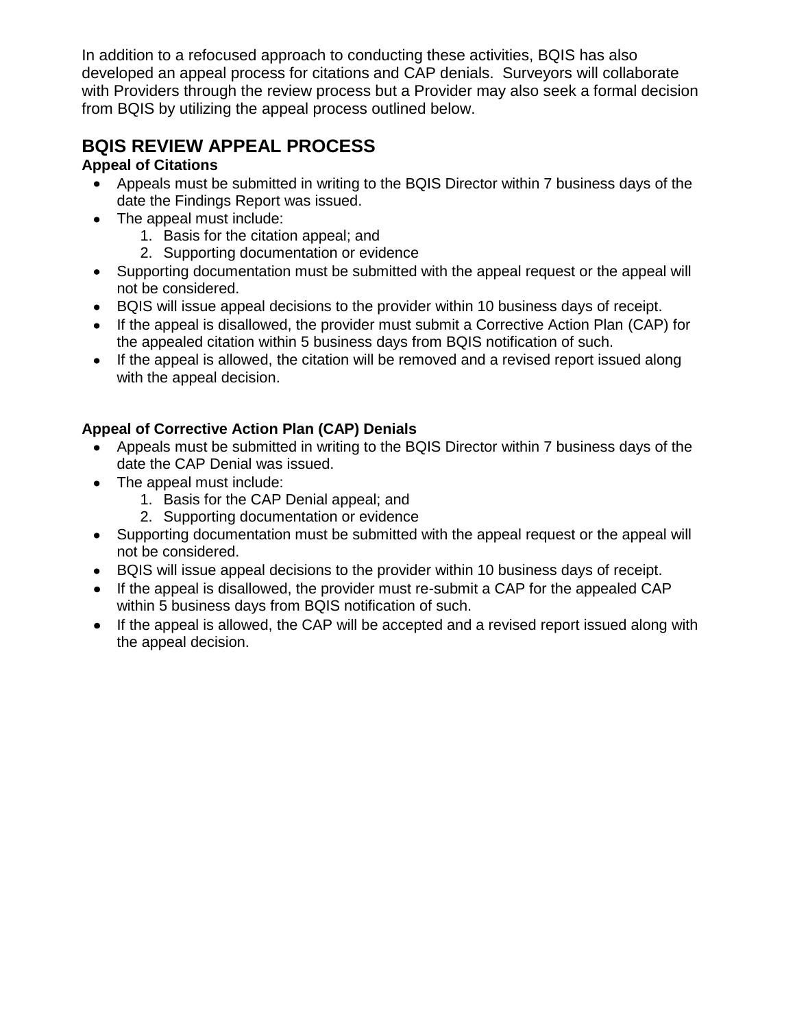In addition to a refocused approach to conducting these activities, BQIS has also developed an appeal process for citations and CAP denials. Surveyors will collaborate with Providers through the review process but a Provider may also seek a formal decision from BQIS by utilizing the appeal process outlined below.

## BQIS REVIEW APPEAL PROCESS

### Appeal of Citations

- Appeals must be submitted in writing to the BQIS Director within 7 business days of the date the Findings Report was issued.
- The appeal must include:
  1. Basis for the citation appeal; and
  2. Supporting documentation or evidence
- Supporting documentation must be submitted with the appeal request or the appeal will not be considered.
- BQIS will issue appeal decisions to the provider within 10 business days of receipt.
- If the appeal is disallowed, the provider must submit a Corrective Action Plan (CAP) for the appealed citation within 5 business days from BQIS notification of such.
- If the appeal is allowed, the citation will be removed and a revised report issued along with the appeal decision.

### Appeal of Corrective Action Plan (CAP) Denials

- Appeals must be submitted in writing to the BQIS Director within 7 business days of the date the CAP Denial was issued.
- The appeal must include:
  1. Basis for the CAP Denial appeal; and
  2. Supporting documentation or evidence
- Supporting documentation must be submitted with the appeal request or the appeal will not be considered.
- BQIS will issue appeal decisions to the provider within 10 business days of receipt.
- If the appeal is disallowed, the provider must re-submit a CAP for the appealed CAP within 5 business days from BQIS notification of such.
- If the appeal is allowed, the CAP will be accepted and a revised report issued along with the appeal decision.